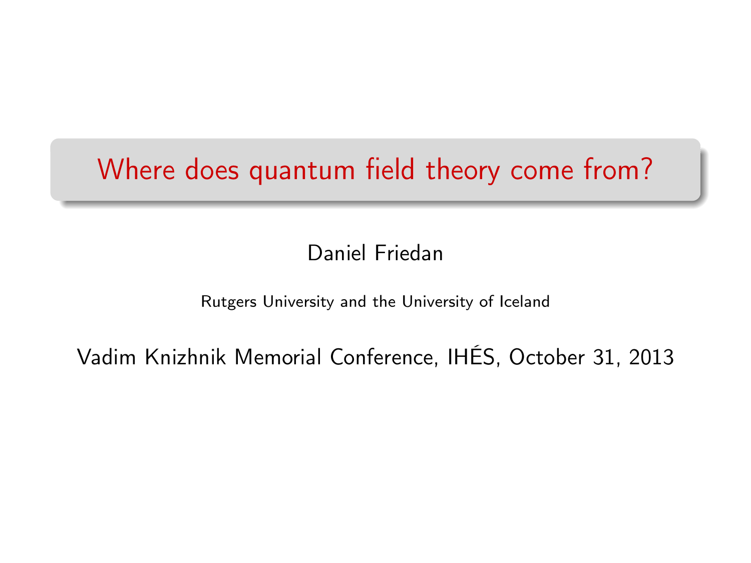# Where does quantum field theory come from?

Daniel Friedan

Rutgers University and the University of Iceland

Vadim Knizhnik Memorial Conference, IHÉS, October 31, 2013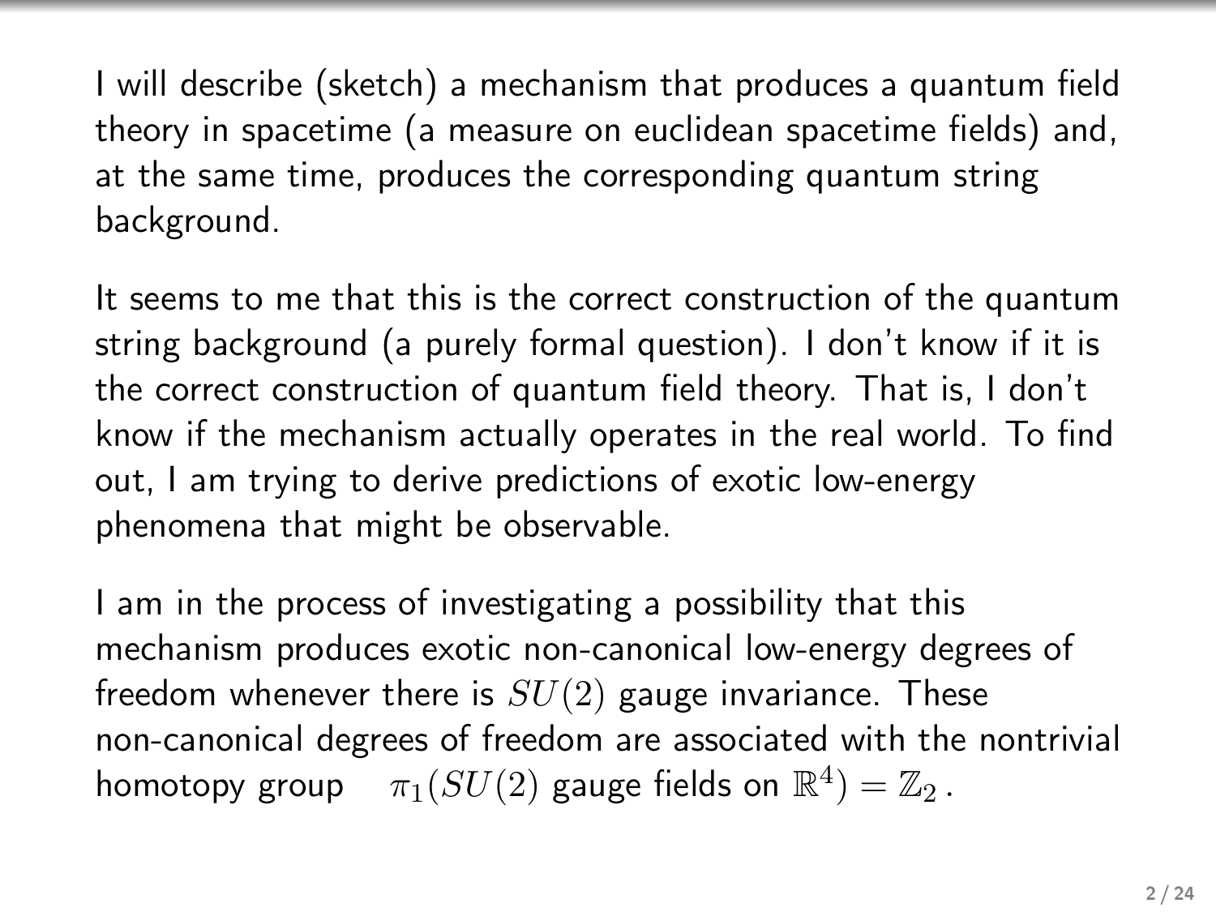I will describe (sketch) a mechanism that produces a quantum field theory in spacetime (a measure on euclidean spacetime fields) and, at the same time, produces the corresponding quantum string background.

It seems to me that this is the correct construction of the quantum string background (a purely formal question). I don't know if it is the correct construction of quantum field theory. That is, I don't know if the mechanism actually operates in the real world. To find out, I am trying to derive predictions of exotic low-energy phenomena that might be observable.

I am in the process of investigating a possibility that this mechanism produces exotic non-canonical low-energy degrees of freedom whenever there is $SU(2)$ gauge invariance. These non-canonical degrees of freedom are associated with the nontrivial homotopy group $\quad \pi_1(SU(2) \text{ gauge fields on } \mathbb{R}^4) = \mathbb{Z}_2\,.$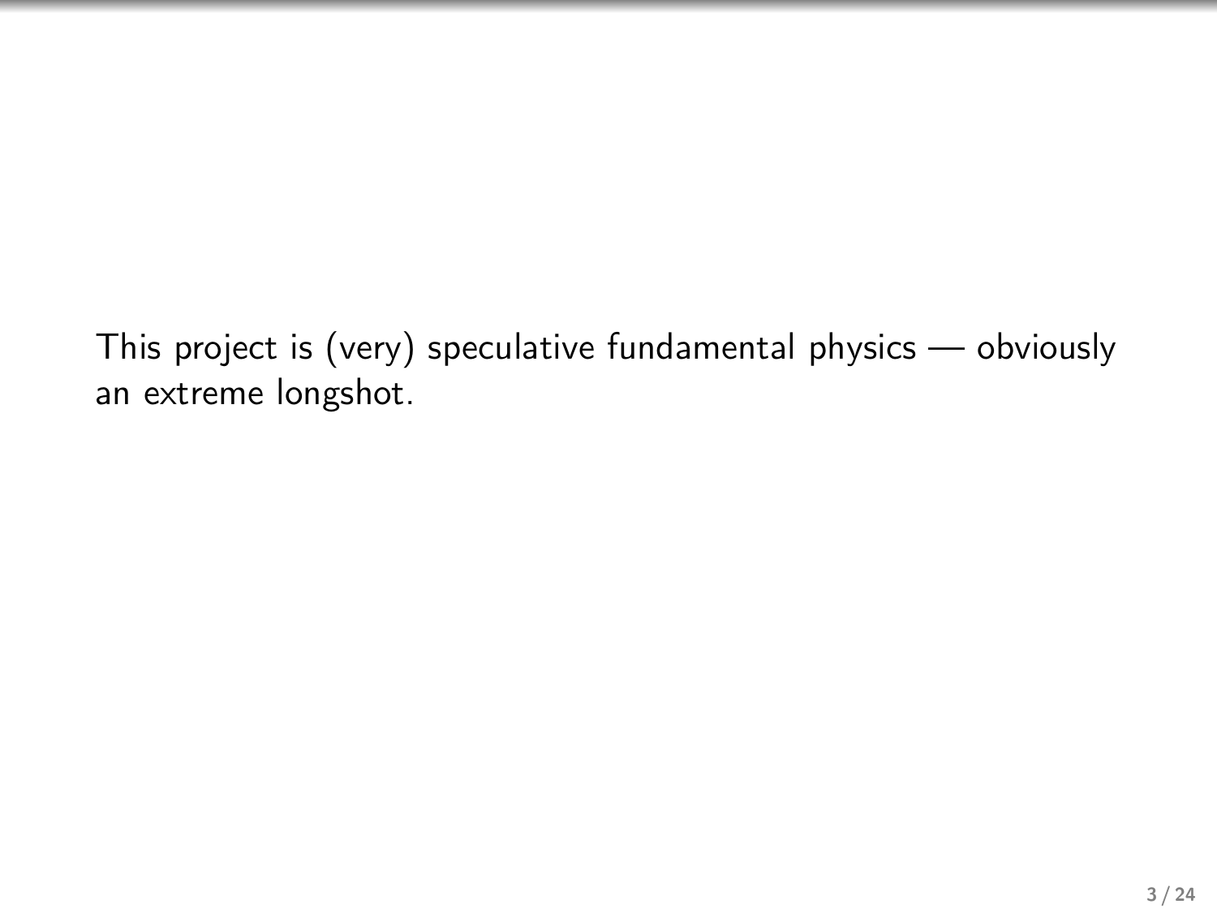This project is (very) speculative fundamental physics — obviously an extreme longshot.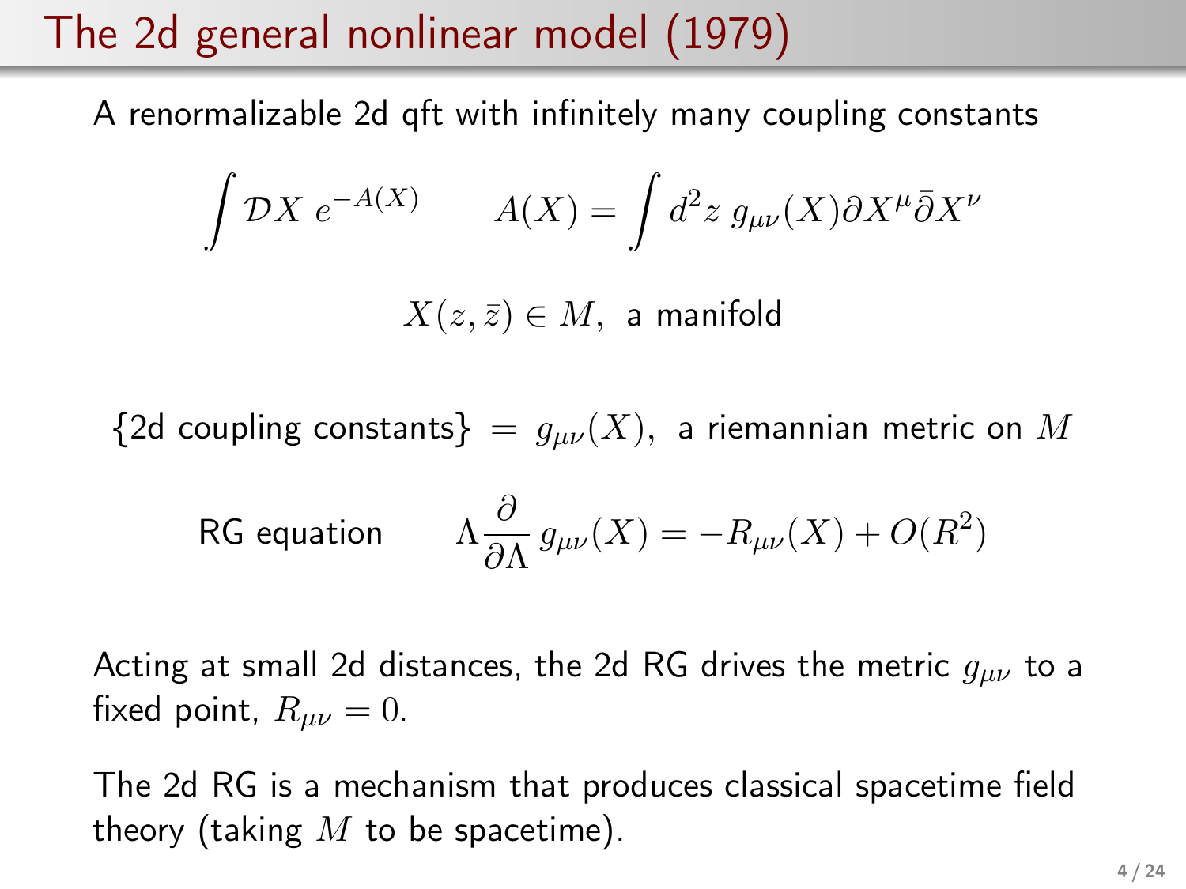# The 2d general nonlinear model (1979)

A renormalizable 2d qft with infinitely many coupling constants

$$\int \mathcal{D}X \; e^{-A(X)} \qquad A(X) = \int d^2z \; g_{\mu\nu}(X) \partial X^\mu \bar{\partial} X^\nu$$

$$X(z, \bar{z}) \in M, \text{ a manifold}$$

$$\{\text{2d coupling constants}\} \; = \; g_{\mu\nu}(X), \text{ a riemannian metric on } M$$

RG equation

$$\Lambda \frac{\partial}{\partial \Lambda} \, g_{\mu\nu}(X) = -R_{\mu\nu}(X) + O(R^2)$$

Acting at small 2d distances, the 2d RG drives the metric $g_{\mu\nu}$ to a fixed point, $R_{\mu\nu} = 0$.

The 2d RG is a mechanism that produces classical spacetime field theory (taking $M$ to be spacetime).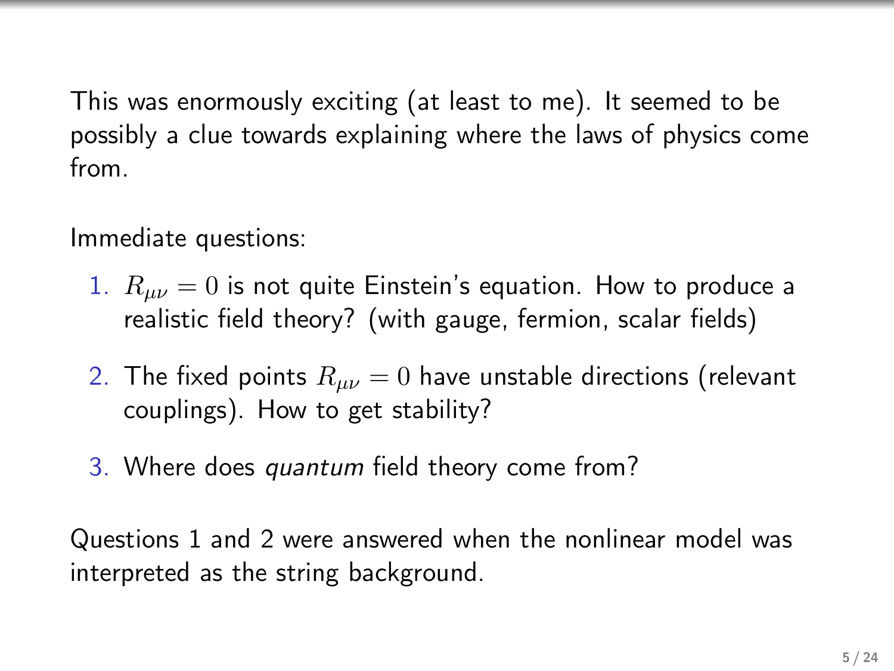This was enormously exciting (at least to me). It seemed to be possibly a clue towards explaining where the laws of physics come from.

Immediate questions:

1. $R_{\mu\nu} = 0$ is not quite Einstein's equation. How to produce a realistic field theory? (with gauge, fermion, scalar fields)
2. The fixed points $R_{\mu\nu} = 0$ have unstable directions (relevant couplings). How to get stability?
3. Where does *quantum* field theory come from?

Questions 1 and 2 were answered when the nonlinear model was interpreted as the string background.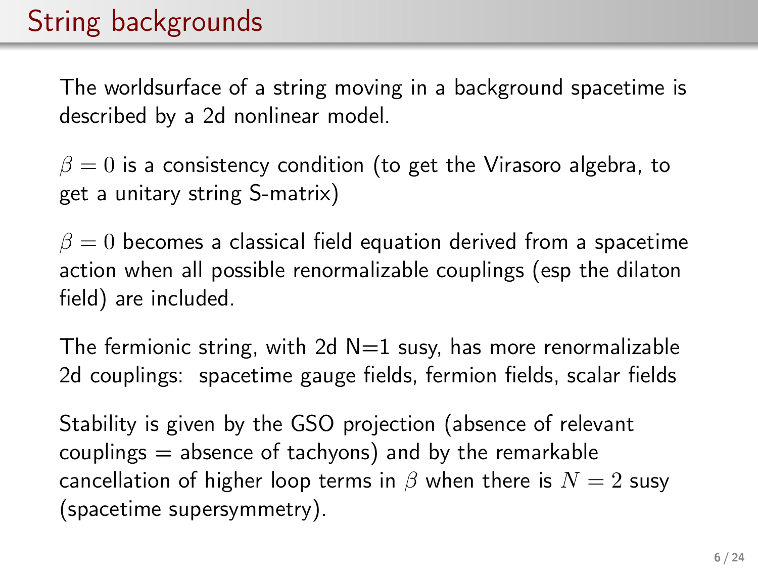# String backgrounds

The worldsurface of a string moving in a background spacetime is described by a 2d nonlinear model.

$\beta = 0$ is a consistency condition (to get the Virasoro algebra, to get a unitary string S-matrix)

$\beta = 0$ becomes a classical field equation derived from a spacetime action when all possible renormalizable couplings (esp the dilaton field) are included.

The fermionic string, with 2d N=1 susy, has more renormalizable 2d couplings: spacetime gauge fields, fermion fields, scalar fields

Stability is given by the GSO projection (absence of relevant couplings = absence of tachyons) and by the remarkable cancellation of higher loop terms in $\beta$ when there is $N = 2$ susy (spacetime supersymmetry).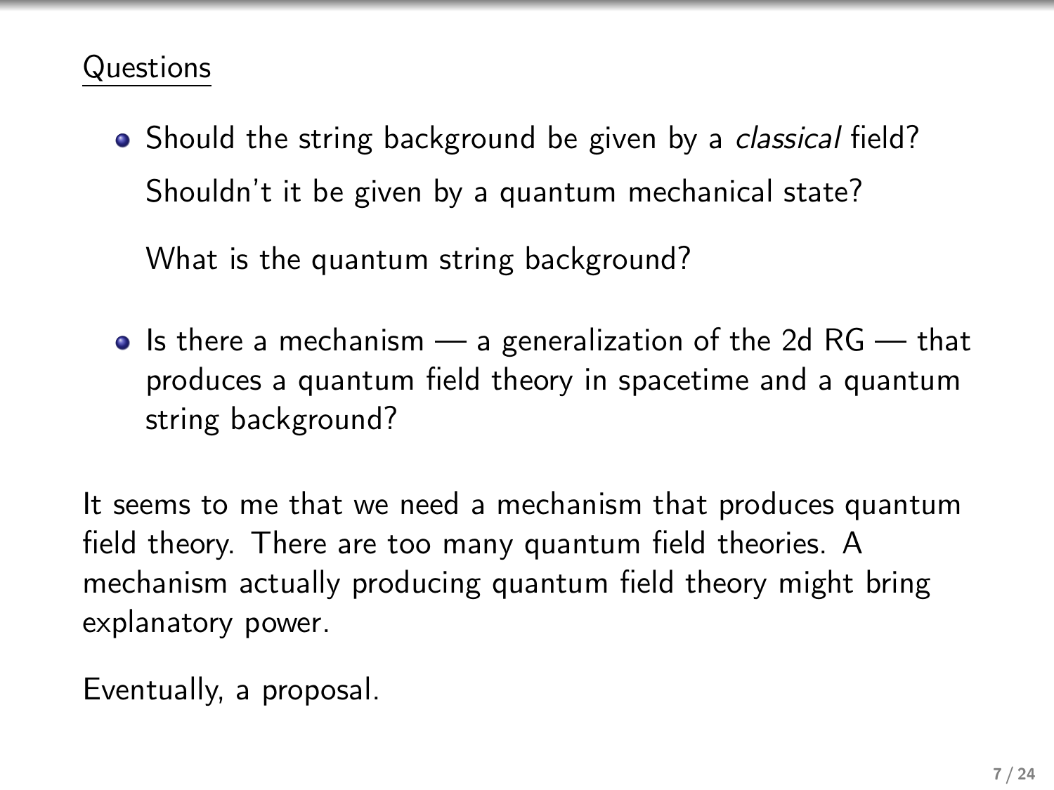## Questions

- Should the string background be given by a *classical* field?

  Shouldn't it be given by a quantum mechanical state?

  What is the quantum string background?

- Is there a mechanism — a generalization of the 2d RG — that produces a quantum field theory in spacetime and a quantum string background?

It seems to me that we need a mechanism that produces quantum field theory. There are too many quantum field theories. A mechanism actually producing quantum field theory might bring explanatory power.

Eventually, a proposal.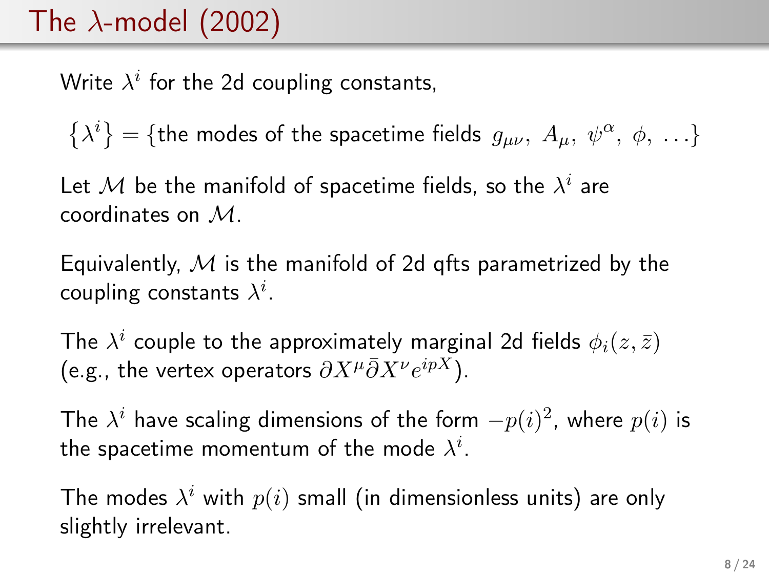# The $\lambda$-model (2002)

Write $\lambda^i$ for the 2d coupling constants,

$$\{\lambda^i\} = \{\text{the modes of the spacetime fields } g_{\mu\nu},\ A_\mu,\ \psi^\alpha,\ \phi,\ \ldots\}$$

Let $\mathcal{M}$ be the manifold of spacetime fields, so the $\lambda^i$ are coordinates on $\mathcal{M}$.

Equivalently, $\mathcal{M}$ is the manifold of 2d qfts parametrized by the coupling constants $\lambda^i$.

The $\lambda^i$ couple to the approximately marginal 2d fields $\phi_i(z, \bar{z})$ (e.g., the vertex operators $\partial X^\mu \bar{\partial} X^\nu e^{ipX}$).

The $\lambda^i$ have scaling dimensions of the form $-p(i)^2$, where $p(i)$ is the spacetime momentum of the mode $\lambda^i$.

The modes $\lambda^i$ with $p(i)$ small (in dimensionless units) are only slightly irrelevant.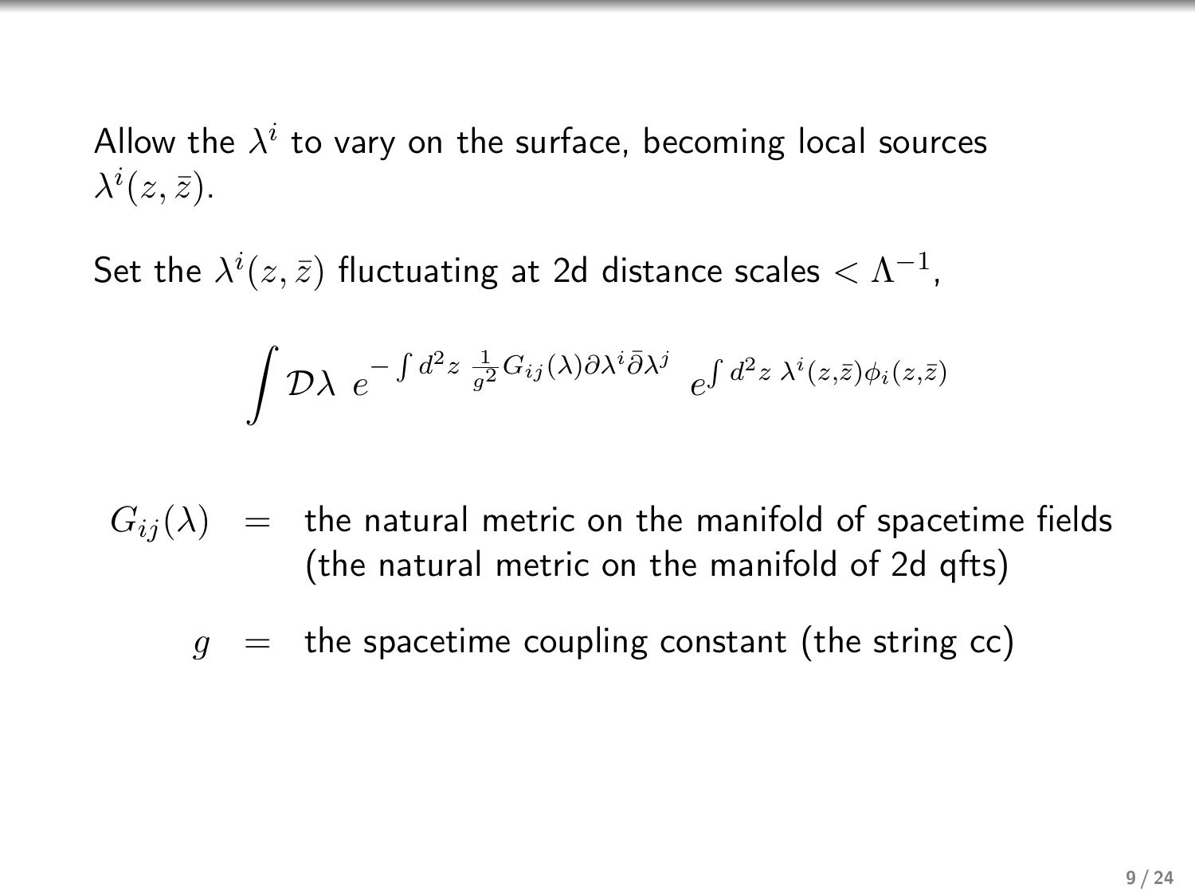Allow the $\lambda^i$ to vary on the surface, becoming local sources $\lambda^i(z, \bar{z})$.

Set the $\lambda^i(z, \bar{z})$ fluctuating at 2d distance scales $< \Lambda^{-1}$,

$$\int \mathcal{D}\lambda \; e^{-\int d^2z \; \frac{1}{g^2} G_{ij}(\lambda) \partial\lambda^i \bar{\partial}\lambda^j} \;\; e^{\int d^2z \; \lambda^i(z,\bar{z})\phi_i(z,\bar{z})}$$

$G_{ij}(\lambda)$ = the natural metric on the manifold of spacetime fields (the natural metric on the manifold of 2d qfts)

$g$ = the spacetime coupling constant (the string cc)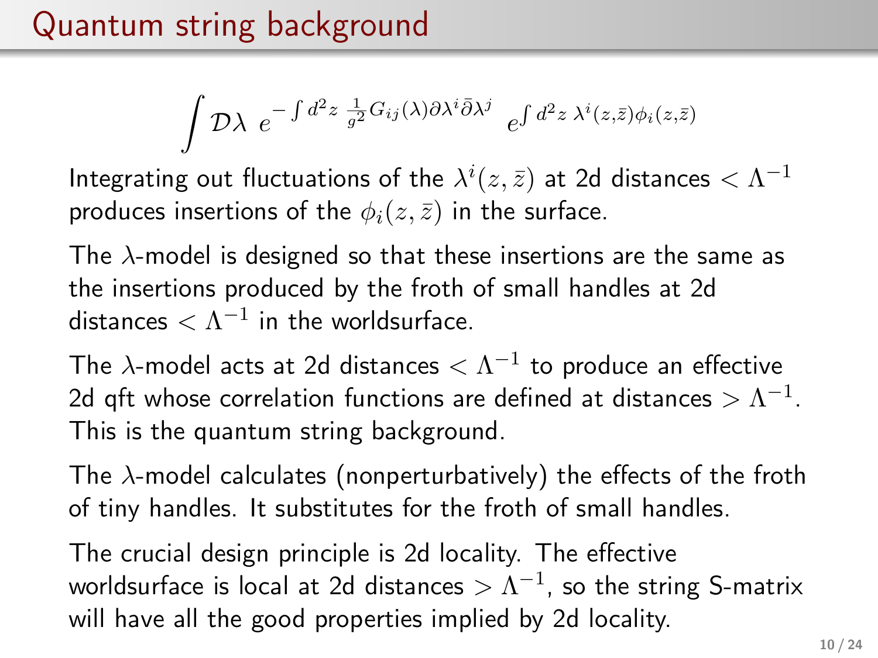# Quantum string background

$$\int \mathcal{D}\lambda \; e^{-\int d^2z \; \frac{1}{g^2} G_{ij}(\lambda) \partial\lambda^i \bar{\partial}\lambda^j} \;\; e^{\int d^2z \; \lambda^i(z,\bar{z}) \phi_i(z,\bar{z})}$$

Integrating out fluctuations of the $\lambda^i(z,\bar{z})$ at 2d distances $< \Lambda^{-1}$ produces insertions of the $\phi_i(z,\bar{z})$ in the surface.

The $\lambda$-model is designed so that these insertions are the same as the insertions produced by the froth of small handles at 2d distances $< \Lambda^{-1}$ in the worldsurface.

The $\lambda$-model acts at 2d distances $< \Lambda^{-1}$ to produce an effective 2d qft whose correlation functions are defined at distances $> \Lambda^{-1}$. This is the quantum string background.

The $\lambda$-model calculates (nonperturbatively) the effects of the froth of tiny handles. It substitutes for the froth of small handles.

The crucial design principle is 2d locality. The effective worldsurface is local at 2d distances $> \Lambda^{-1}$, so the string S-matrix will have all the good properties implied by 2d locality.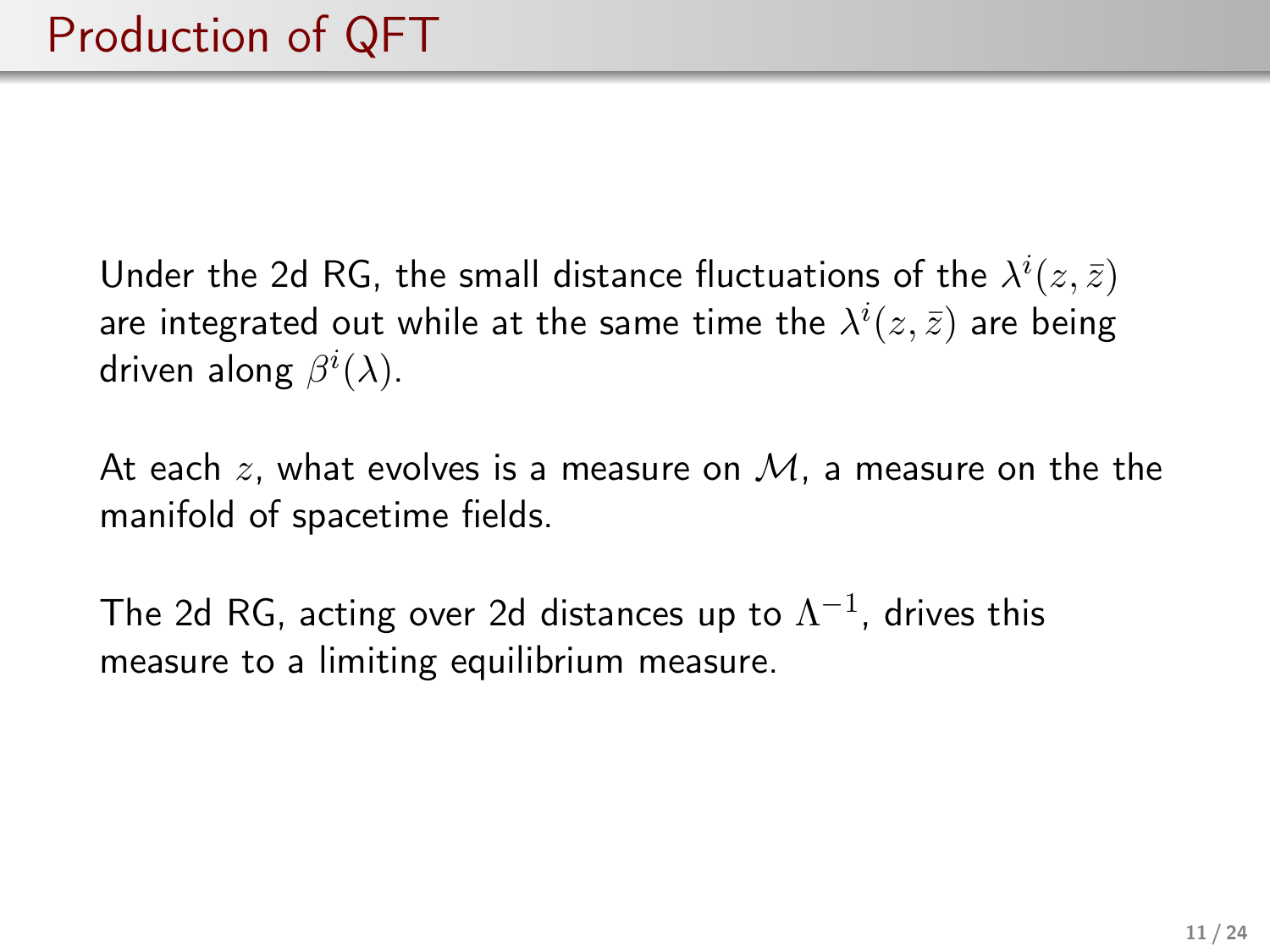# Production of QFT

Under the 2d RG, the small distance fluctuations of the $\lambda^i(z,\bar{z})$ are integrated out while at the same time the $\lambda^i(z,\bar{z})$ are being driven along $\beta^i(\lambda)$.

At each $z$, what evolves is a measure on $\mathcal{M}$, a measure on the the manifold of spacetime fields.

The 2d RG, acting over 2d distances up to $\Lambda^{-1}$, drives this measure to a limiting equilibrium measure.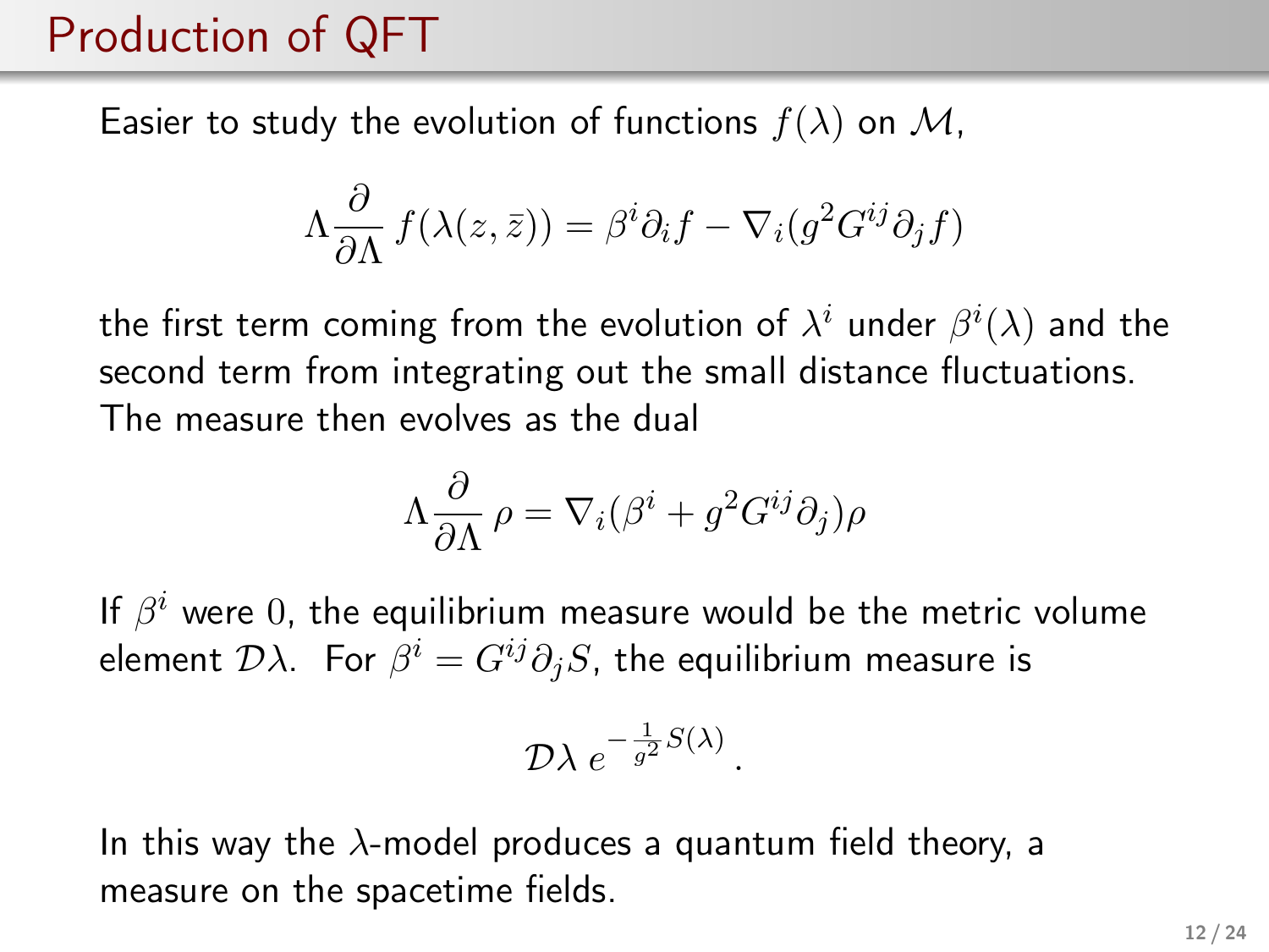# Production of QFT

Easier to study the evolution of functions $f(\lambda)$ on $\mathcal{M}$,

$$\Lambda \frac{\partial}{\partial \Lambda} f(\lambda(z, \bar{z})) = \beta^i \partial_i f - \nabla_i (g^2 G^{ij} \partial_j f)$$

the first term coming from the evolution of $\lambda^i$ under $\beta^i(\lambda)$ and the second term from integrating out the small distance fluctuations. The measure then evolves as the dual

$$\Lambda \frac{\partial}{\partial \Lambda} \rho = \nabla_i (\beta^i + g^2 G^{ij} \partial_j) \rho$$

If $\beta^i$ were $0$, the equilibrium measure would be the metric volume element $\mathcal{D}\lambda$. For $\beta^i = G^{ij} \partial_j S$, the equilibrium measure is

$$\mathcal{D}\lambda \, e^{-\frac{1}{g^2} S(\lambda)} \, .$$

In this way the $\lambda$-model produces a quantum field theory, a measure on the spacetime fields.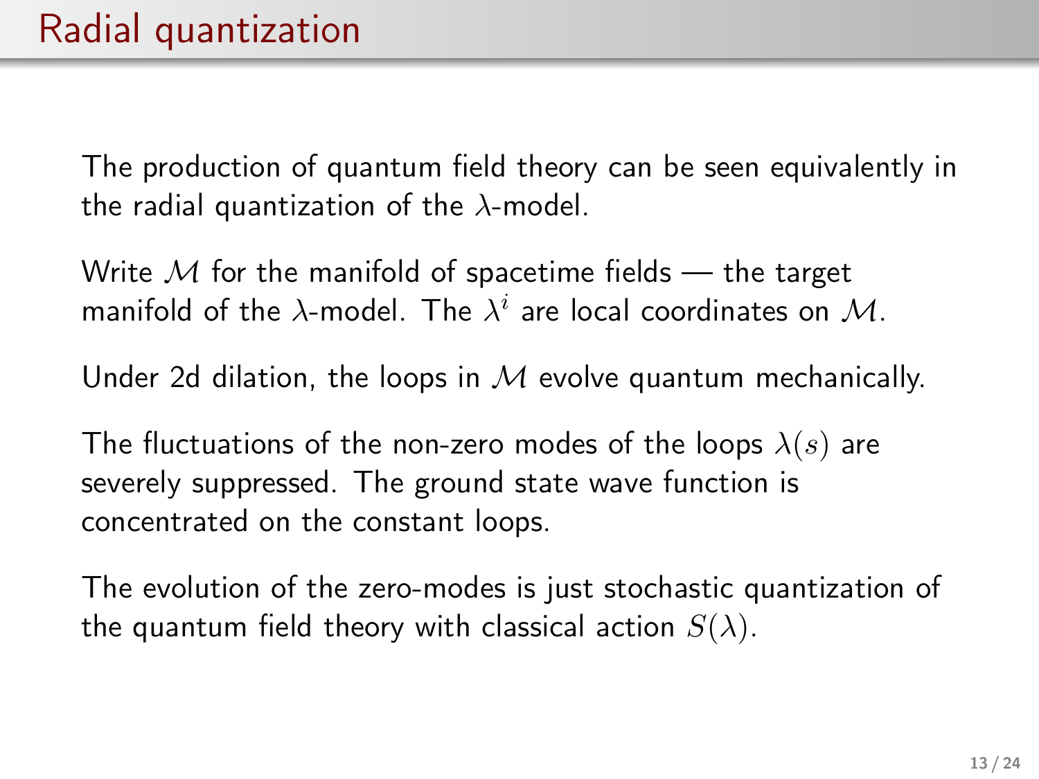# Radial quantization

The production of quantum field theory can be seen equivalently in the radial quantization of the $\lambda$-model.

Write $\mathcal{M}$ for the manifold of spacetime fields — the target manifold of the $\lambda$-model. The $\lambda^i$ are local coordinates on $\mathcal{M}$.

Under 2d dilation, the loops in $\mathcal{M}$ evolve quantum mechanically.

The fluctuations of the non-zero modes of the loops $\lambda(s)$ are severely suppressed. The ground state wave function is concentrated on the constant loops.

The evolution of the zero-modes is just stochastic quantization of the quantum field theory with classical action $S(\lambda)$.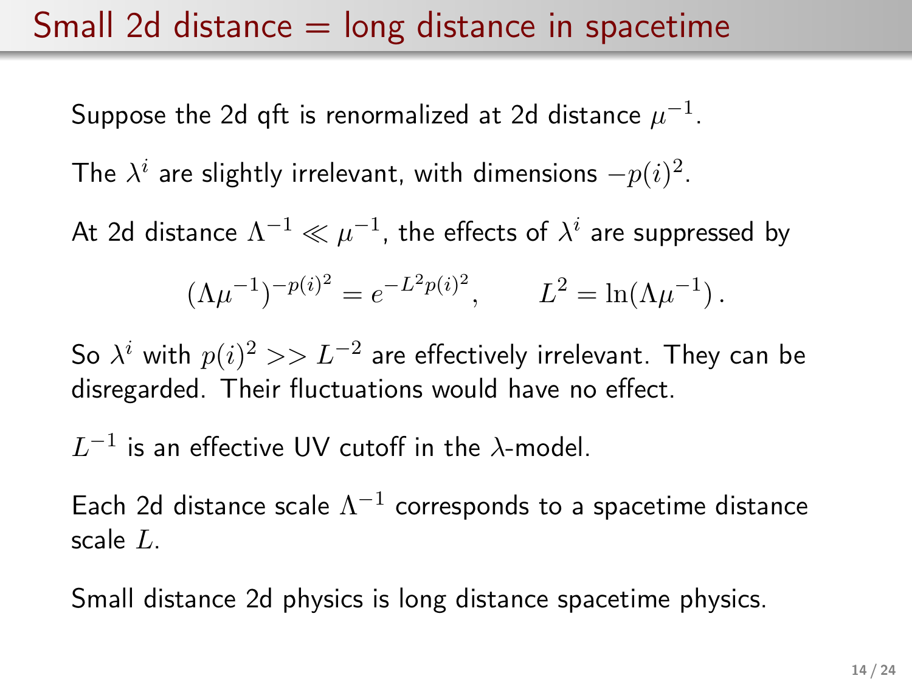# Small 2d distance = long distance in spacetime

Suppose the 2d qft is renormalized at 2d distance $\mu^{-1}$.

The $\lambda^i$ are slightly irrelevant, with dimensions $-p(i)^2$.

At 2d distance $\Lambda^{-1} \ll \mu^{-1}$, the effects of $\lambda^i$ are suppressed by

$$(\Lambda\mu^{-1})^{-p(i)^2} = e^{-L^2 p(i)^2}, \qquad L^2 = \ln(\Lambda\mu^{-1})\,.$$

So $\lambda^i$ with $p(i)^2 >> L^{-2}$ are effectively irrelevant. They can be disregarded. Their fluctuations would have no effect.

$L^{-1}$ is an effective UV cutoff in the $\lambda$-model.

Each 2d distance scale $\Lambda^{-1}$ corresponds to a spacetime distance scale $L$.

Small distance 2d physics is long distance spacetime physics.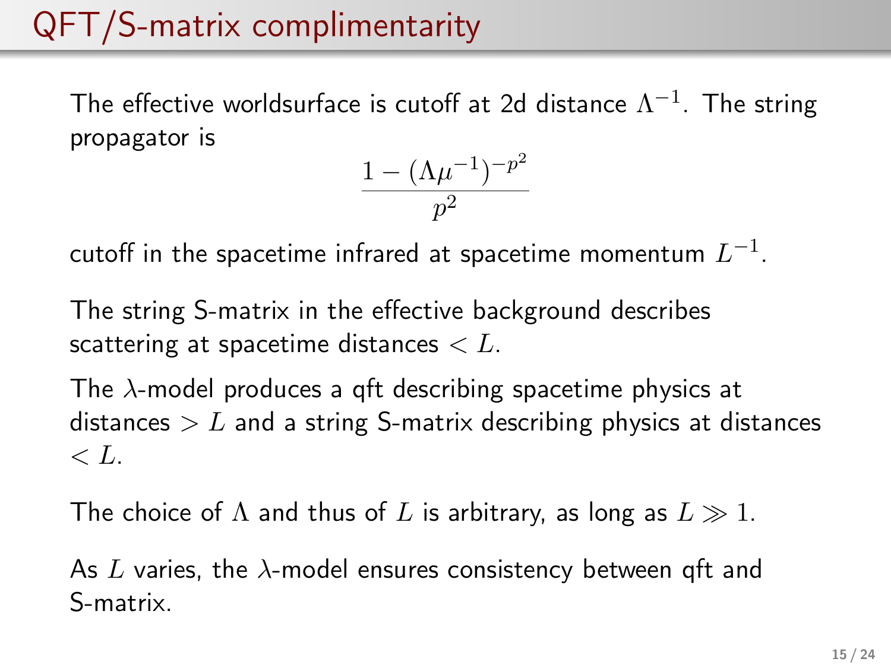# QFT/S-matrix complimentarity

The effective worldsurface is cutoff at 2d distance $\Lambda^{-1}$. The string propagator is

$$\frac{1 - (\Lambda \mu^{-1})^{-p^2}}{p^2}$$

cutoff in the spacetime infrared at spacetime momentum $L^{-1}$.

The string S-matrix in the effective background describes scattering at spacetime distances $< L$.

The $\lambda$-model produces a qft describing spacetime physics at distances $> L$ and a string S-matrix describing physics at distances $< L$.

The choice of $\Lambda$ and thus of $L$ is arbitrary, as long as $L \gg 1$.

As $L$ varies, the $\lambda$-model ensures consistency between qft and S-matrix.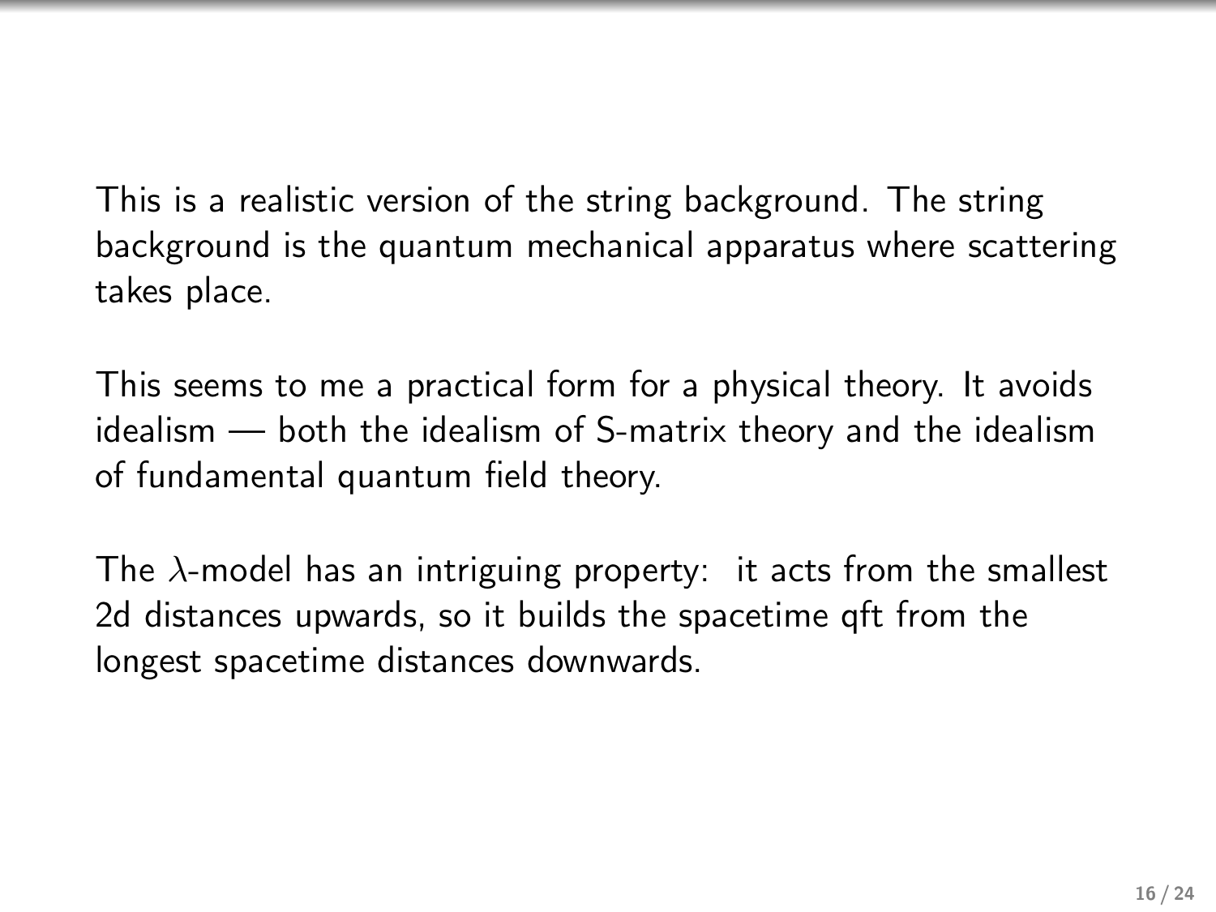This is a realistic version of the string background. The string background is the quantum mechanical apparatus where scattering takes place.

This seems to me a practical form for a physical theory. It avoids idealism — both the idealism of S-matrix theory and the idealism of fundamental quantum field theory.

The $\lambda$-model has an intriguing property: it acts from the smallest 2d distances upwards, so it builds the spacetime qft from the longest spacetime distances downwards.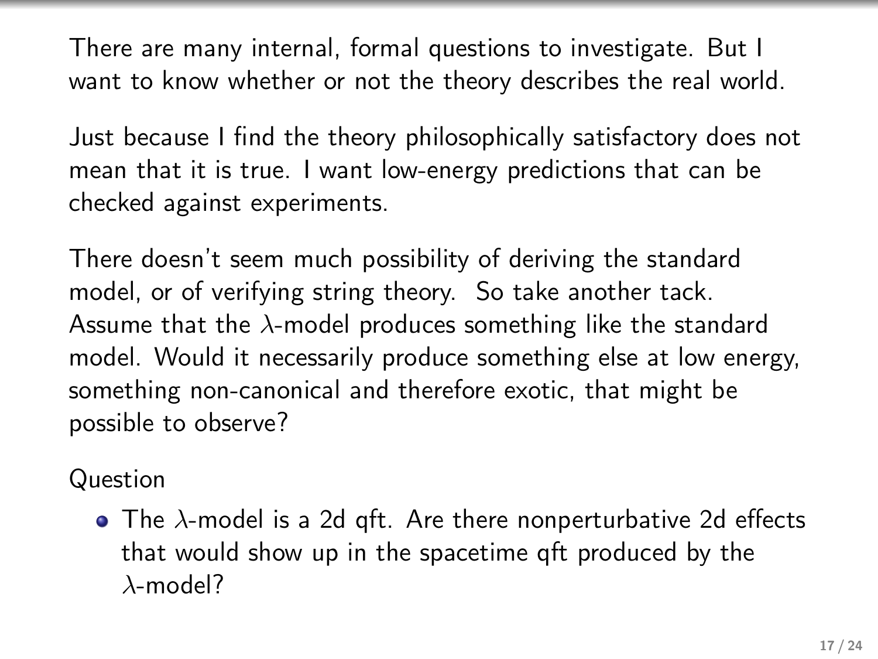There are many internal, formal questions to investigate. But I want to know whether or not the theory describes the real world.

Just because I find the theory philosophically satisfactory does not mean that it is true. I want low-energy predictions that can be checked against experiments.

There doesn't seem much possibility of deriving the standard model, or of verifying string theory. So take another tack. Assume that the $\lambda$-model produces something like the standard model. Would it necessarily produce something else at low energy, something non-canonical and therefore exotic, that might be possible to observe?

Question

- The $\lambda$-model is a 2d qft. Are there nonperturbative 2d effects that would show up in the spacetime qft produced by the $\lambda$-model?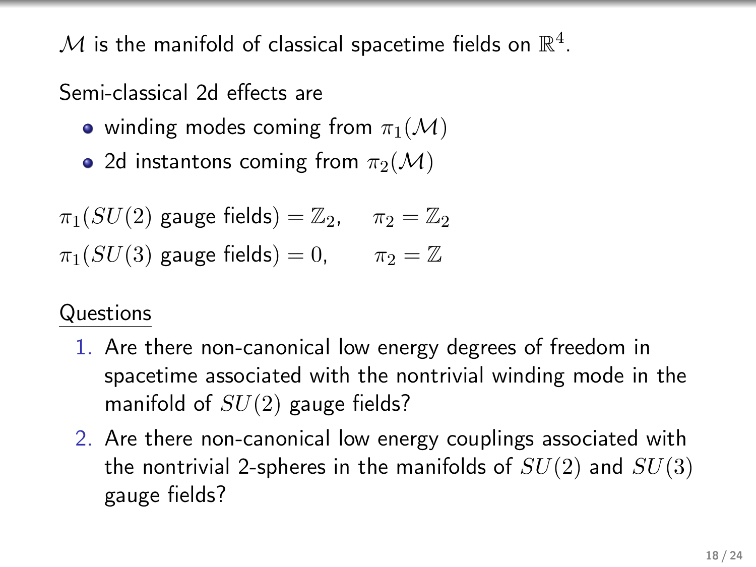$\mathcal{M}$ is the manifold of classical spacetime fields on $\mathbb{R}^4$.

Semi-classical 2d effects are

- winding modes coming from $\pi_1(\mathcal{M})$
- 2d instantons coming from $\pi_2(\mathcal{M})$

$\pi_1(SU(2)$ gauge fields$) = \mathbb{Z}_2, \quad \pi_2 = \mathbb{Z}_2$

$\pi_1(SU(3)$ gauge fields$) = 0, \quad \pi_2 = \mathbb{Z}$

Questions

1. Are there non-canonical low energy degrees of freedom in spacetime associated with the nontrivial winding mode in the manifold of $SU(2)$ gauge fields?
2. Are there non-canonical low energy couplings associated with the nontrivial 2-spheres in the manifolds of $SU(2)$ and $SU(3)$ gauge fields?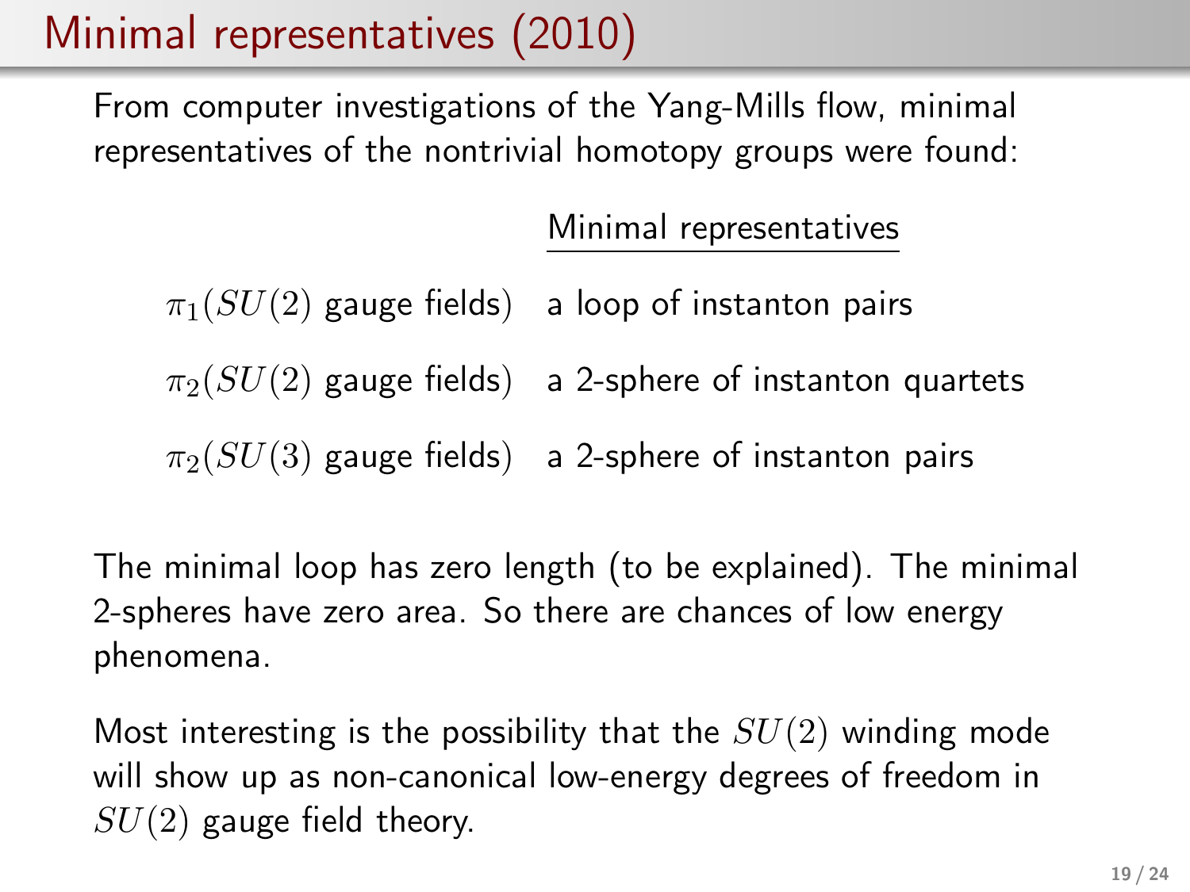# Minimal representatives (2010)

From computer investigations of the Yang-Mills flow, minimal representatives of the nontrivial homotopy groups were found:

| | Minimal representatives |
|---|---|
| $\pi_1(SU(2)$ gauge fields) | a loop of instanton pairs |
| $\pi_2(SU(2)$ gauge fields) | a 2-sphere of instanton quartets |
| $\pi_2(SU(3)$ gauge fields) | a 2-sphere of instanton pairs |

The minimal loop has zero length (to be explained). The minimal 2-spheres have zero area. So there are chances of low energy phenomena.

Most interesting is the possibility that the $SU(2)$ winding mode will show up as non-canonical low-energy degrees of freedom in $SU(2)$ gauge field theory.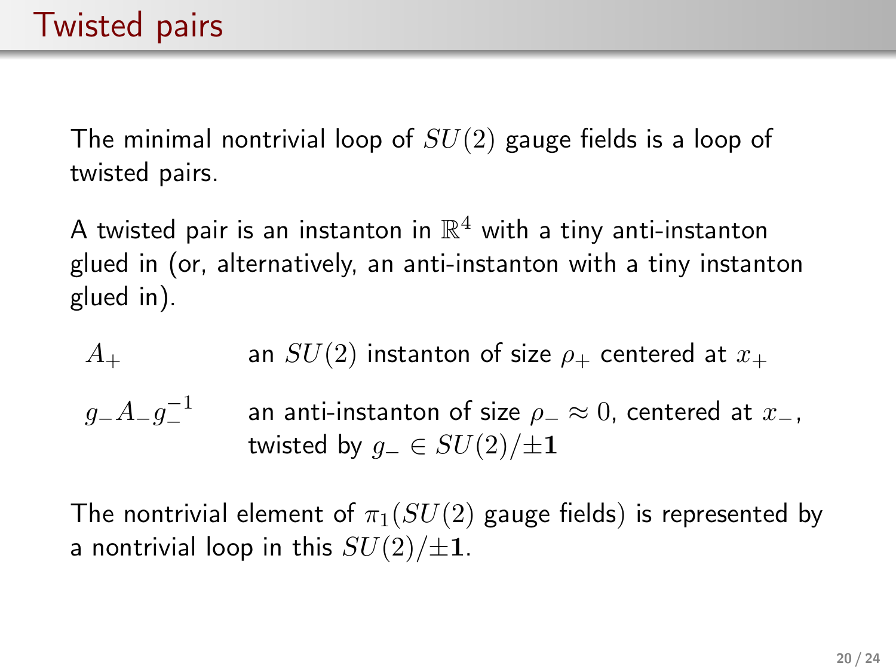# Twisted pairs

The minimal nontrivial loop of $SU(2)$ gauge fields is a loop of twisted pairs.

A twisted pair is an instanton in $\mathbb{R}^4$ with a tiny anti-instanton glued in (or, alternatively, an anti-instanton with a tiny instanton glued in).

| | |
|---|---|
| $A_+$ | an $SU(2)$ instanton of size $\rho_+$ centered at $x_+$ |
| $g_- A_- g_-^{-1}$ | an anti-instanton of size $\rho_- \approx 0$, centered at $x_-$, twisted by $g_- \in SU(2)/\pm\mathbf{1}$ |

The nontrivial element of $\pi_1(SU(2)$ gauge fields) is represented by a nontrivial loop in this $SU(2)/\pm\mathbf{1}$.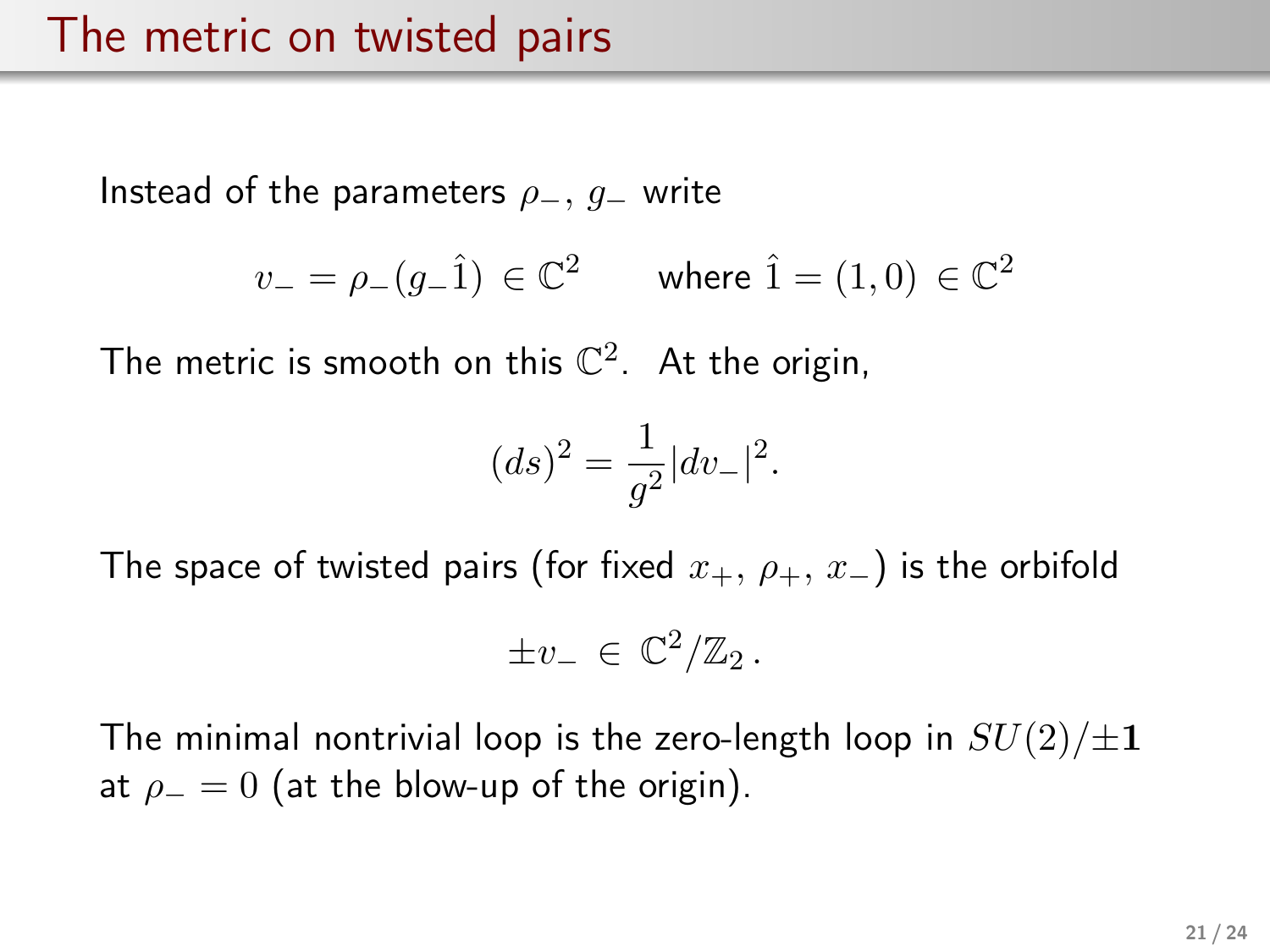# The metric on twisted pairs

Instead of the parameters $\rho_-$, $g_-$ write

$$v_- = \rho_-(g_-\hat{1}) \in \mathbb{C}^2 \qquad \text{where } \hat{1} = (1,0) \in \mathbb{C}^2$$

The metric is smooth on this $\mathbb{C}^2$. At the origin,

$$(ds)^2 = \frac{1}{g^2}|dv_-|^2.$$

The space of twisted pairs (for fixed $x_+$, $\rho_+$, $x_-$) is the orbifold

$$\pm v_- \in \mathbb{C}^2/\mathbb{Z}_2\,.$$

The minimal nontrivial loop is the zero-length loop in $SU(2)/\pm\mathbf{1}$ at $\rho_- = 0$ (at the blow-up of the origin).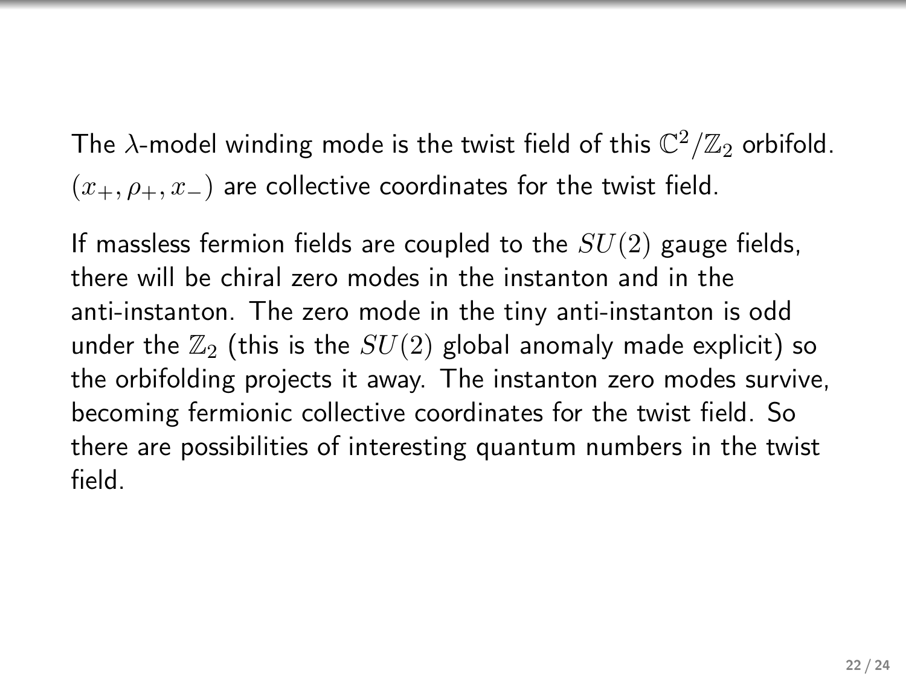The $\lambda$-model winding mode is the twist field of this $\mathbb{C}^2/\mathbb{Z}_2$ orbifold. $(x_+, \rho_+, x_-)$ are collective coordinates for the twist field.

If massless fermion fields are coupled to the $SU(2)$ gauge fields, there will be chiral zero modes in the instanton and in the anti-instanton. The zero mode in the tiny anti-instanton is odd under the $\mathbb{Z}_2$ (this is the $SU(2)$ global anomaly made explicit) so the orbifolding projects it away. The instanton zero modes survive, becoming fermionic collective coordinates for the twist field. So there are possibilities of interesting quantum numbers in the twist field.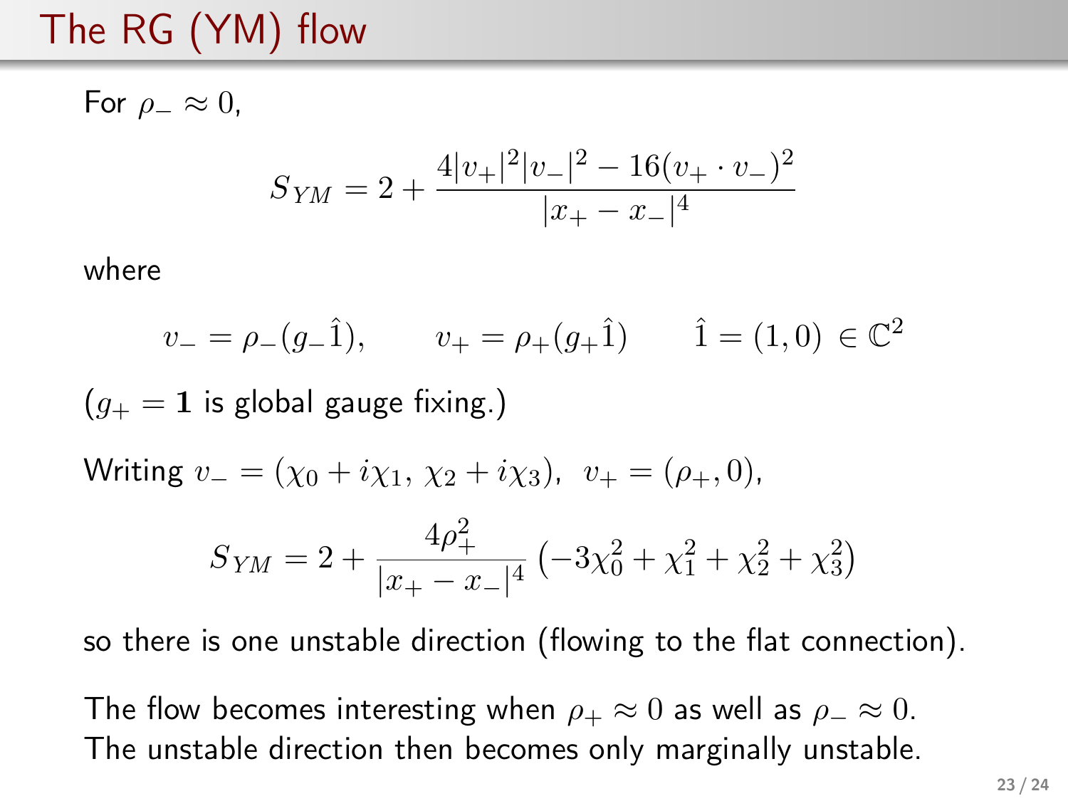# The RG (YM) flow

For $\rho_- \approx 0$,

$$S_{YM} = 2 + \frac{4|v_+|^2|v_-|^2 - 16(v_+ \cdot v_-)^2}{|x_+ - x_-|^4}$$

where

$$v_- = \rho_-(g_-\hat{1}), \qquad v_+ = \rho_+(g_+\hat{1}) \qquad \hat{1} = (1,0) \in \mathbb{C}^2$$

($g_+ = \mathbf{1}$ is global gauge fixing.)

Writing $v_- = (\chi_0 + i\chi_1,\, \chi_2 + i\chi_3)$, $v_+ = (\rho_+, 0)$,

$$S_{YM} = 2 + \frac{4\rho_+^2}{|x_+ - x_-|^4}\left(-3\chi_0^2 + \chi_1^2 + \chi_2^2 + \chi_3^2\right)$$

so there is one unstable direction (flowing to the flat connection).

The flow becomes interesting when $\rho_+ \approx 0$ as well as $\rho_- \approx 0$. The unstable direction then becomes only marginally unstable.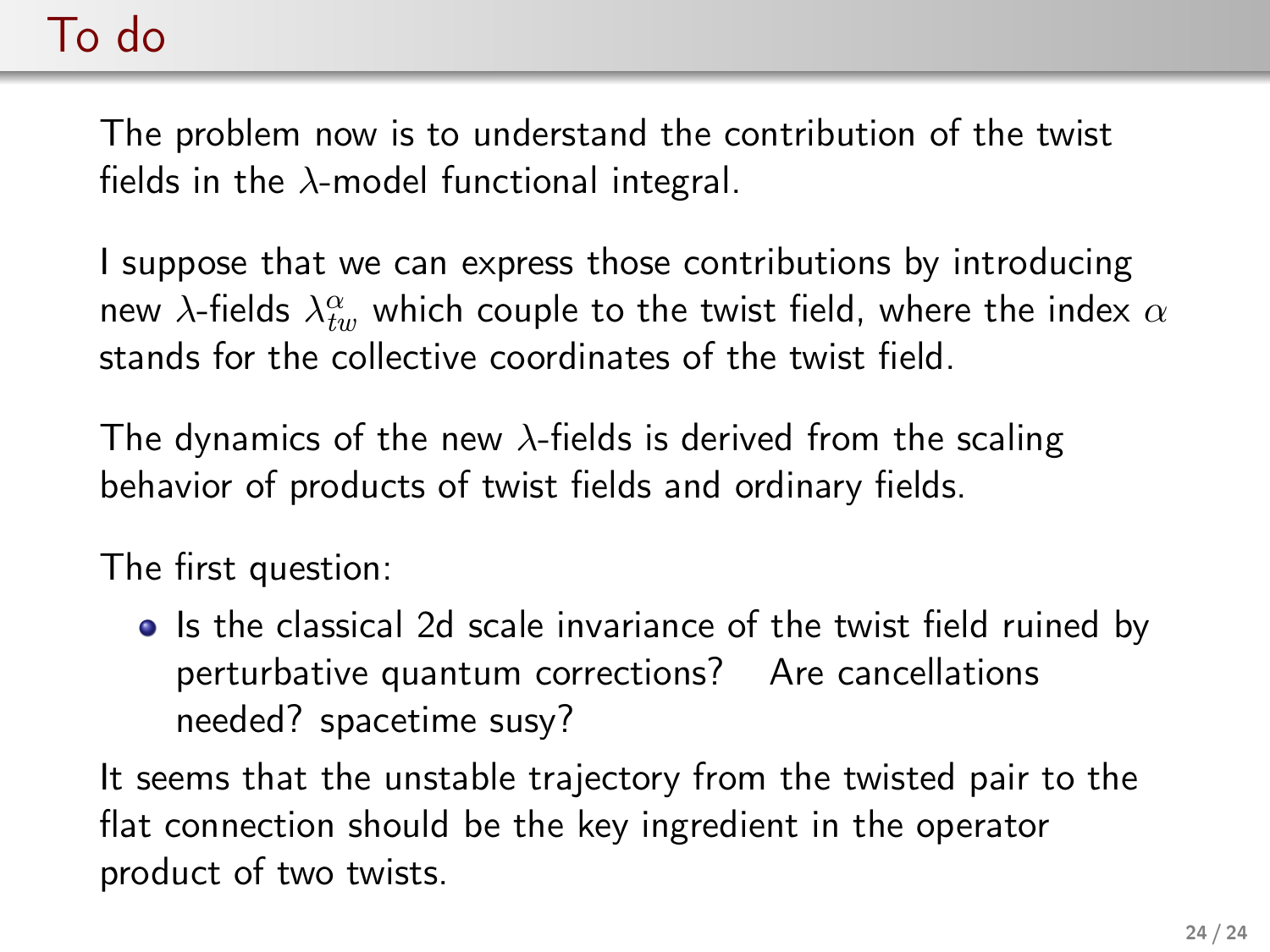# To do

The problem now is to understand the contribution of the twist fields in the $\lambda$-model functional integral.

I suppose that we can express those contributions by introducing new $\lambda$-fields $\lambda_{tw}^{\alpha}$ which couple to the twist field, where the index $\alpha$ stands for the collective coordinates of the twist field.

The dynamics of the new $\lambda$-fields is derived from the scaling behavior of products of twist fields and ordinary fields.

The first question:

- Is the classical 2d scale invariance of the twist field ruined by perturbative quantum corrections? Are cancellations needed? spacetime susy?

It seems that the unstable trajectory from the twisted pair to the flat connection should be the key ingredient in the operator product of two twists.